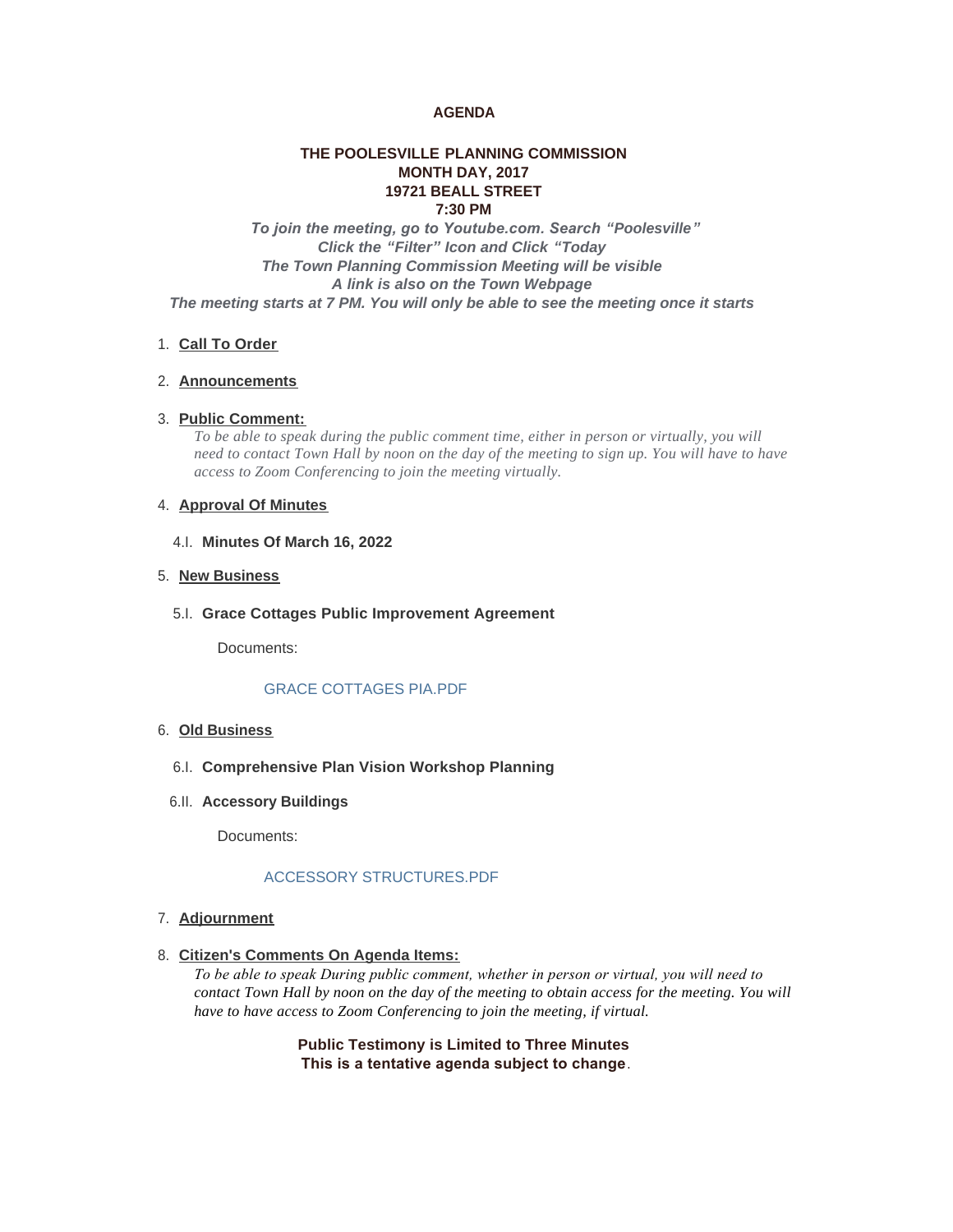**AGENDA**

**THE POOLESVILLE PLANNING COMMISSION**
**MONTH DAY, 2017**
**19721 BEALL STREET**
**7:30 PM**

***To join the meeting, go to Youtube.com. Search "Poolesville"***
***Click the "Filter" Icon and Click "Today***
***The Town Planning Commission Meeting will be visible***
***A link is also on the Town Webpage***
***The meeting starts at 7 PM. You will only be able to see the meeting once it starts***

1. **Call To Order**

2. **Announcements**

3. **Public Comment:**

   *To be able to speak during the public comment time, either in person or virtually, you will need to contact Town Hall by noon on the day of the meeting to sign up. You will have to have access to Zoom Conferencing to join the meeting virtually.*

4. **Approval Of Minutes**

   4.I. **Minutes Of March 16, 2022**

5. **New Business**

   5.I. **Grace Cottages Public Improvement Agreement**

   Documents:

   GRACE COTTAGES PIA.PDF

6. **Old Business**

   6.I. **Comprehensive Plan Vision Workshop Planning**

   6.II. **Accessory Buildings**

   Documents:

   ACCESSORY STRUCTURES.PDF

7. **Adjournment**

8. **Citizen's Comments On Agenda Items:**

   *To be able to speak During public comment, whether in person or virtual, you will need to contact Town Hall by noon on the day of the meeting to obtain access for the meeting. You will have to have access to Zoom Conferencing to join the meeting, if virtual.*

**Public Testimony is Limited to Three Minutes**
**This is a tentative agenda subject to change**.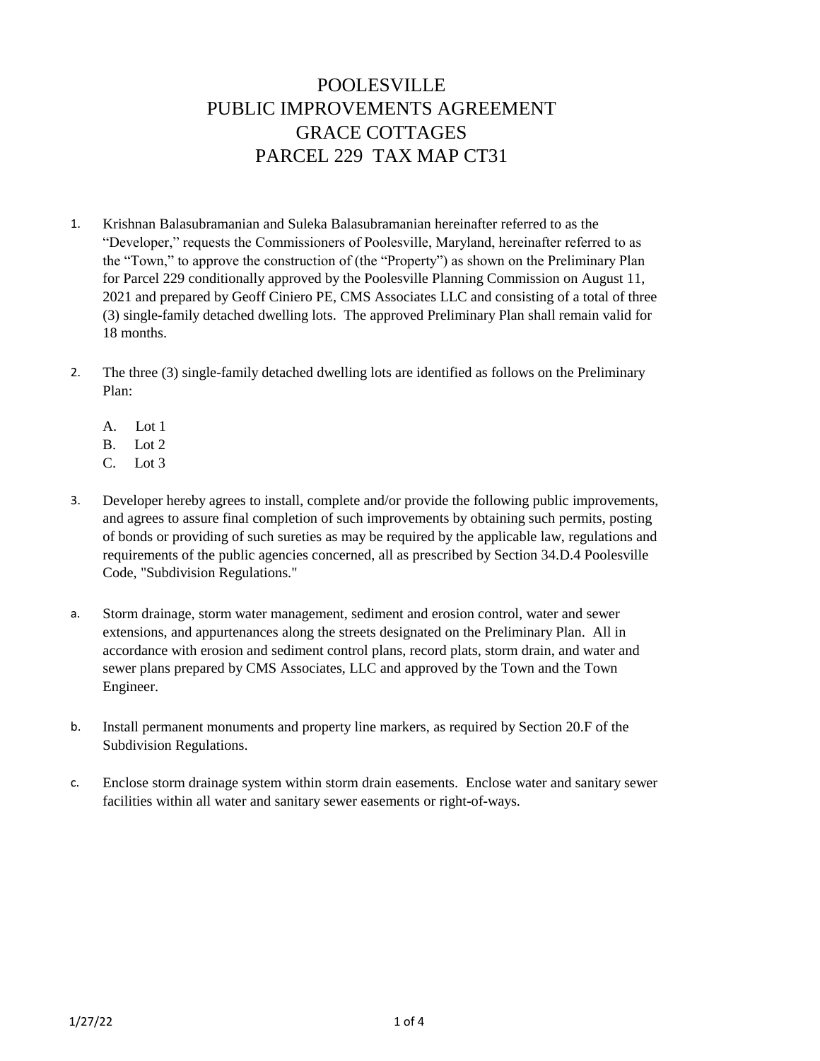# POOLESVILLE
# PUBLIC IMPROVEMENTS AGREEMENT
# GRACE COTTAGES
# PARCEL 229 TAX MAP CT31

1. Krishnan Balasubramanian and Suleka Balasubramanian hereinafter referred to as the "Developer," requests the Commissioners of Poolesville, Maryland, hereinafter referred to as the "Town," to approve the construction of (the "Property") as shown on the Preliminary Plan for Parcel 229 conditionally approved by the Poolesville Planning Commission on August 11, 2021 and prepared by Geoff Ciniero PE, CMS Associates LLC and consisting of a total of three (3) single-family detached dwelling lots. The approved Preliminary Plan shall remain valid for 18 months.

2. The three (3) single-family detached dwelling lots are identified as follows on the Preliminary Plan:

   A. Lot 1
   B. Lot 2
   C. Lot 3

3. Developer hereby agrees to install, complete and/or provide the following public improvements, and agrees to assure final completion of such improvements by obtaining such permits, posting of bonds or providing of such sureties as may be required by the applicable law, regulations and requirements of the public agencies concerned, all as prescribed by Section 34.D.4 Poolesville Code, "Subdivision Regulations."

a. Storm drainage, storm water management, sediment and erosion control, water and sewer extensions, and appurtenances along the streets designated on the Preliminary Plan. All in accordance with erosion and sediment control plans, record plats, storm drain, and water and sewer plans prepared by CMS Associates, LLC and approved by the Town and the Town Engineer.

b. Install permanent monuments and property line markers, as required by Section 20.F of the Subdivision Regulations.

c. Enclose storm drainage system within storm drain easements. Enclose water and sanitary sewer facilities within all water and sanitary sewer easements or right-of-ways.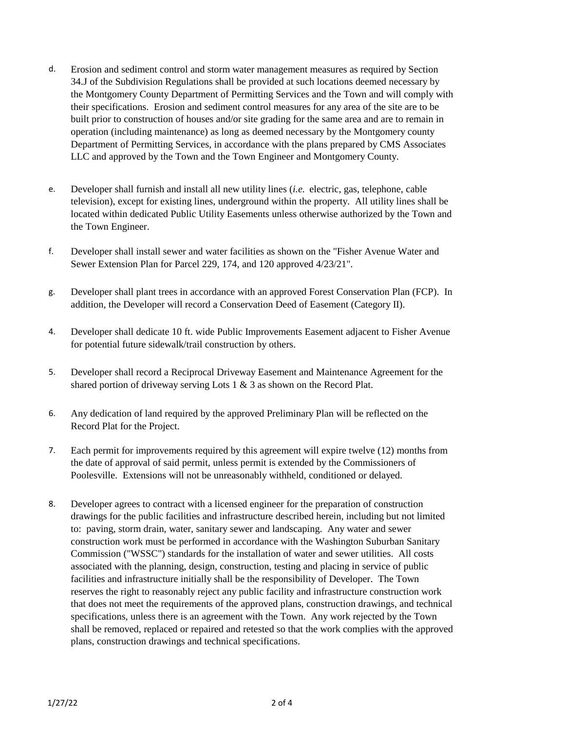d. Erosion and sediment control and storm water management measures as required by Section 34.J of the Subdivision Regulations shall be provided at such locations deemed necessary by the Montgomery County Department of Permitting Services and the Town and will comply with their specifications. Erosion and sediment control measures for any area of the site are to be built prior to construction of houses and/or site grading for the same area and are to remain in operation (including maintenance) as long as deemed necessary by the Montgomery county Department of Permitting Services, in accordance with the plans prepared by CMS Associates LLC and approved by the Town and the Town Engineer and Montgomery County.

e. Developer shall furnish and install all new utility lines (*i.e.* electric, gas, telephone, cable television), except for existing lines, underground within the property. All utility lines shall be located within dedicated Public Utility Easements unless otherwise authorized by the Town and the Town Engineer.

f. Developer shall install sewer and water facilities as shown on the "Fisher Avenue Water and Sewer Extension Plan for Parcel 229, 174, and 120 approved 4/23/21".

g. Developer shall plant trees in accordance with an approved Forest Conservation Plan (FCP). In addition, the Developer will record a Conservation Deed of Easement (Category II).

4. Developer shall dedicate 10 ft. wide Public Improvements Easement adjacent to Fisher Avenue for potential future sidewalk/trail construction by others.

5. Developer shall record a Reciprocal Driveway Easement and Maintenance Agreement for the shared portion of driveway serving Lots 1 & 3 as shown on the Record Plat.

6. Any dedication of land required by the approved Preliminary Plan will be reflected on the Record Plat for the Project.

7. Each permit for improvements required by this agreement will expire twelve (12) months from the date of approval of said permit, unless permit is extended by the Commissioners of Poolesville. Extensions will not be unreasonably withheld, conditioned or delayed.

8. Developer agrees to contract with a licensed engineer for the preparation of construction drawings for the public facilities and infrastructure described herein, including but not limited to: paving, storm drain, water, sanitary sewer and landscaping. Any water and sewer construction work must be performed in accordance with the Washington Suburban Sanitary Commission ("WSSC") standards for the installation of water and sewer utilities. All costs associated with the planning, design, construction, testing and placing in service of public facilities and infrastructure initially shall be the responsibility of Developer. The Town reserves the right to reasonably reject any public facility and infrastructure construction work that does not meet the requirements of the approved plans, construction drawings, and technical specifications, unless there is an agreement with the Town. Any work rejected by the Town shall be removed, replaced or repaired and retested so that the work complies with the approved plans, construction drawings and technical specifications.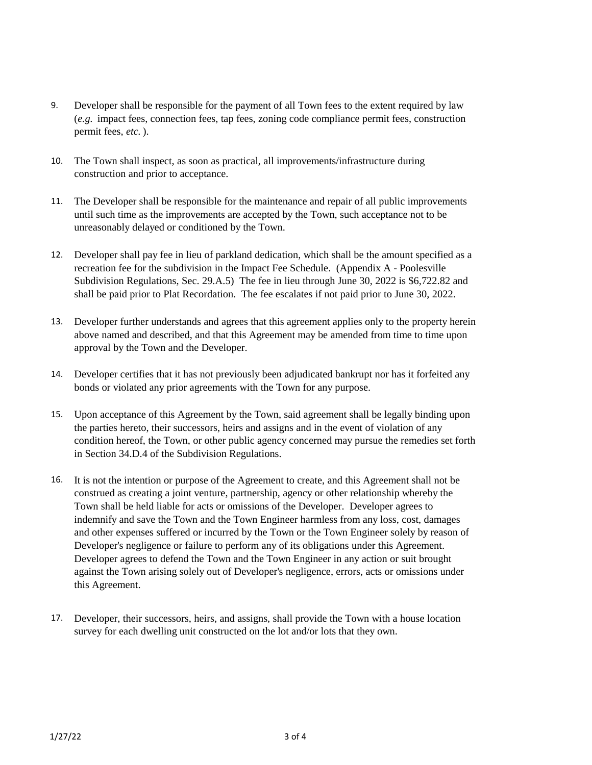9. Developer shall be responsible for the payment of all Town fees to the extent required by law (*e.g.* impact fees, connection fees, tap fees, zoning code compliance permit fees, construction permit fees, *etc.* ).

10. The Town shall inspect, as soon as practical, all improvements/infrastructure during construction and prior to acceptance.

11. The Developer shall be responsible for the maintenance and repair of all public improvements until such time as the improvements are accepted by the Town, such acceptance not to be unreasonably delayed or conditioned by the Town.

12. Developer shall pay fee in lieu of parkland dedication, which shall be the amount specified as a recreation fee for the subdivision in the Impact Fee Schedule. (Appendix A - Poolesville Subdivision Regulations, Sec. 29.A.5) The fee in lieu through June 30, 2022 is $6,722.82 and shall be paid prior to Plat Recordation. The fee escalates if not paid prior to June 30, 2022.

13. Developer further understands and agrees that this agreement applies only to the property herein above named and described, and that this Agreement may be amended from time to time upon approval by the Town and the Developer.

14. Developer certifies that it has not previously been adjudicated bankrupt nor has it forfeited any bonds or violated any prior agreements with the Town for any purpose.

15. Upon acceptance of this Agreement by the Town, said agreement shall be legally binding upon the parties hereto, their successors, heirs and assigns and in the event of violation of any condition hereof, the Town, or other public agency concerned may pursue the remedies set forth in Section 34.D.4 of the Subdivision Regulations.

16. It is not the intention or purpose of the Agreement to create, and this Agreement shall not be construed as creating a joint venture, partnership, agency or other relationship whereby the Town shall be held liable for acts or omissions of the Developer. Developer agrees to indemnify and save the Town and the Town Engineer harmless from any loss, cost, damages and other expenses suffered or incurred by the Town or the Town Engineer solely by reason of Developer's negligence or failure to perform any of its obligations under this Agreement. Developer agrees to defend the Town and the Town Engineer in any action or suit brought against the Town arising solely out of Developer's negligence, errors, acts or omissions under this Agreement.

17. Developer, their successors, heirs, and assigns, shall provide the Town with a house location survey for each dwelling unit constructed on the lot and/or lots that they own.

1/27/22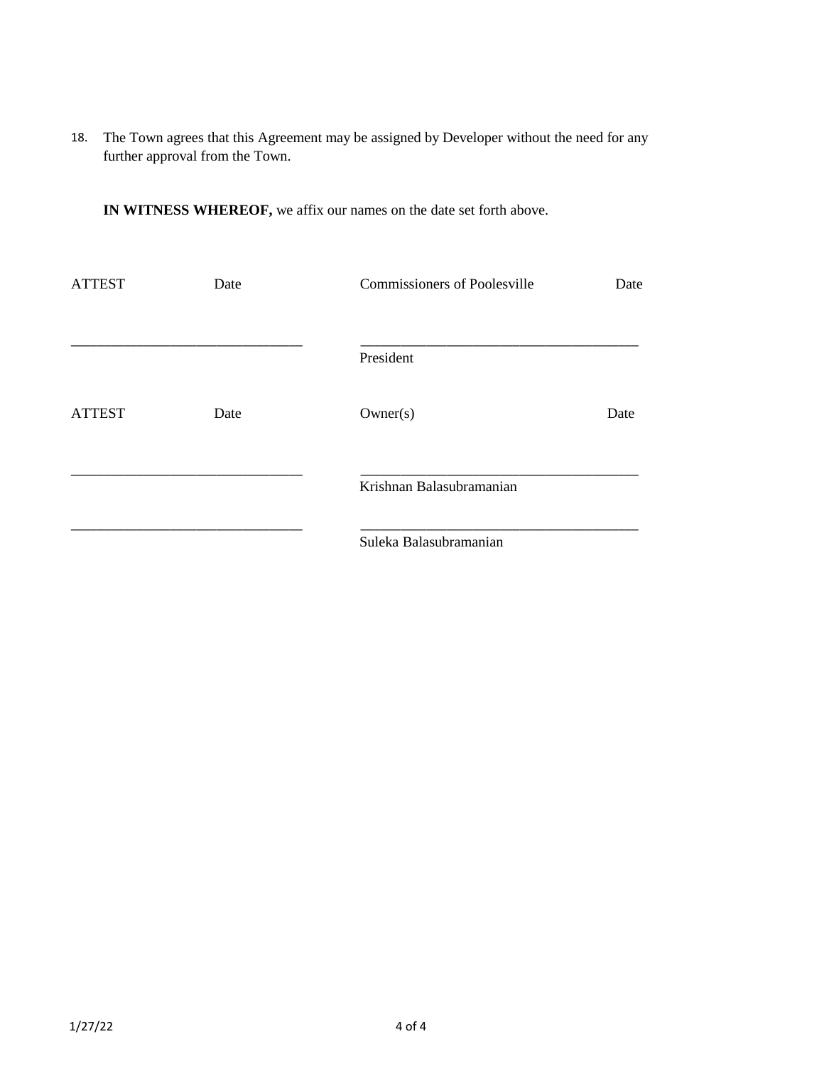18. The Town agrees that this Agreement may be assigned by Developer without the need for any further approval from the Town.

**IN WITNESS WHEREOF,** we affix our names on the date set forth above.

| ATTEST | Date | Commissioners of Poolesville | Date |
|---|---|---|---|
| _______________________________ | | _____________________________________ | |
| | | President | |
| ATTEST | Date | Owner(s) | Date |
| _______________________________ | | _____________________________________ | |
| | | Krishnan Balasubramanian | |
| _______________________________ | | _____________________________________ | |
| | | Suleka Balasubramanian | |

1/27/22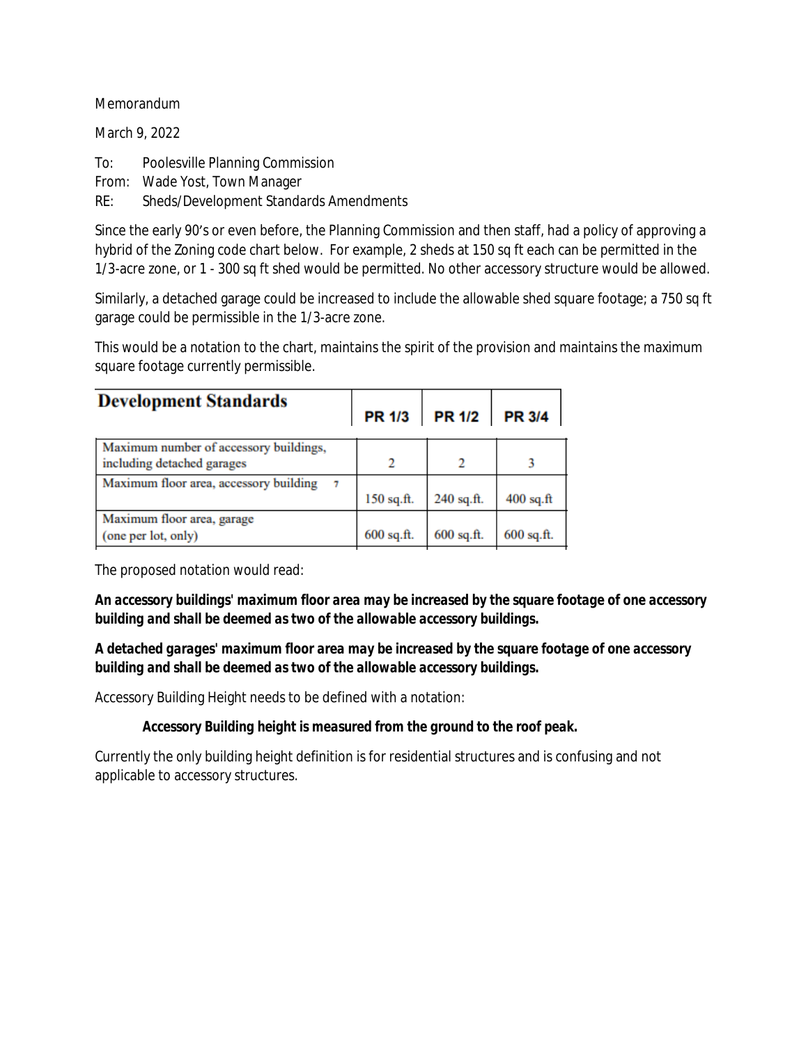Memorandum

March 9, 2022

To: Poolesville Planning Commission
From: Wade Yost, Town Manager
RE: Sheds/Development Standards Amendments

Since the early 90's or even before, the Planning Commission and then staff, had a policy of approving a hybrid of the Zoning code chart below. For example, 2 sheds at 150 sq ft each can be permitted in the 1/3-acre zone, or 1 - 300 sq ft shed would be permitted. No other accessory structure would be allowed.

Similarly, a detached garage could be increased to include the allowable shed square footage; a 750 sq ft garage could be permissible in the 1/3-acre zone.

This would be a notation to the chart, maintains the spirit of the provision and maintains the maximum square footage currently permissible.

| Development Standards | PR 1/3 | PR 1/2 | PR 3/4 |
|---|---|---|---|
| Maximum number of accessory buildings, including detached garages | 2 | 2 | 3 |
| Maximum floor area, accessory building 7 | 150 sq.ft. | 240 sq.ft. | 400 sq.ft |
| Maximum floor area, garage (one per lot, only) | 600 sq.ft. | 600 sq.ft. | 600 sq.ft. |

The proposed notation would read:

**An accessory buildings' maximum floor area may be increased by the square footage of one accessory building and shall be deemed as two of the allowable accessory buildings.**

**A detached garages' maximum floor area may be increased by the square footage of one accessory building and shall be deemed as two of the allowable accessory buildings.**

Accessory Building Height needs to be defined with a notation:

> **Accessory Building height is measured from the ground to the roof peak.**

Currently the only building height definition is for residential structures and is confusing and not applicable to accessory structures.